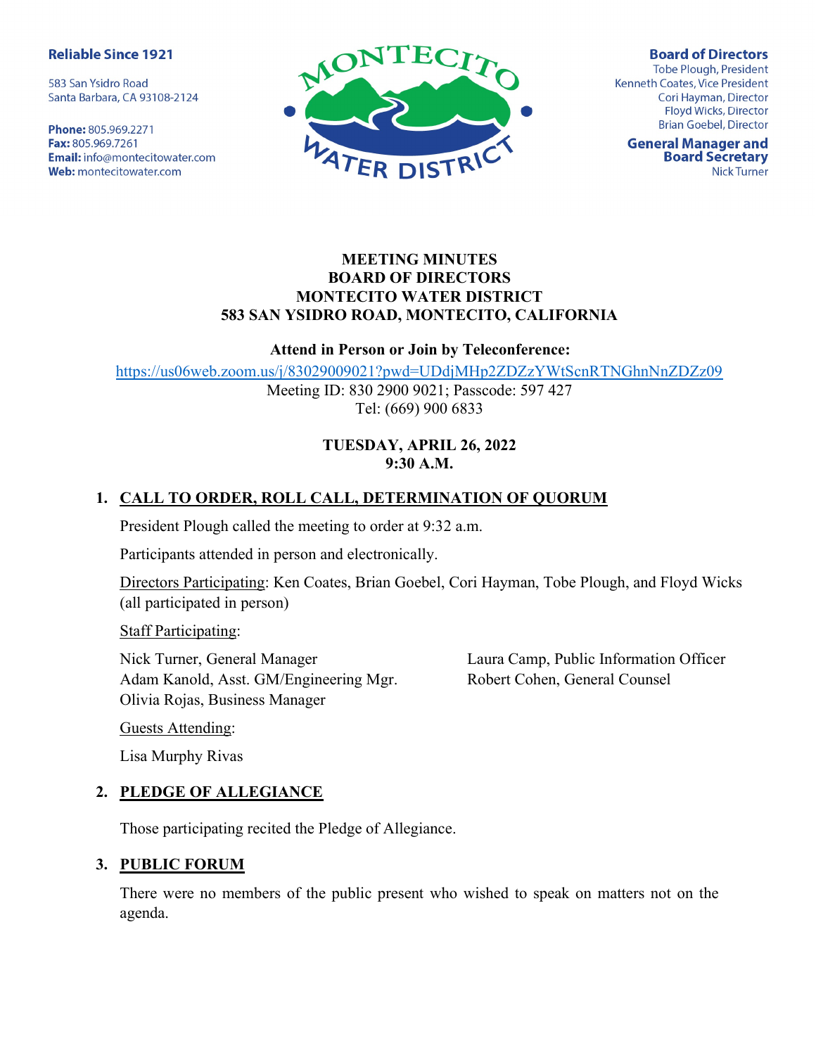**Reliable Since 1921**

583 San Ysidro Road
Santa Barbara, CA 93108-2124

**Phone:** 805.969.2271
**Fax:** 805.969.7261
**Email:** info@montecitowater.com
**Web:** montecitowater.com

MONTECITO WATER DISTRICT

**Board of Directors**
Tobe Plough, President
Kenneth Coates, Vice President
Cori Hayman, Director
Floyd Wicks, Director
Brian Goebel, Director

**General Manager and Board Secretary**
Nick Turner

**MEETING MINUTES**
**BOARD OF DIRECTORS**
**MONTECITO WATER DISTRICT**
**583 SAN YSIDRO ROAD, MONTECITO, CALIFORNIA**

**Attend in Person or Join by Teleconference:**

https://us06web.zoom.us/j/83029009021?pwd=UDdjMHp2ZDZzYWtScnRTNGhnNnZDZz09
Meeting ID: 830 2900 9021; Passcode: 597 427
Tel: (669) 900 6833

**TUESDAY, APRIL 26, 2022**
**9:30 A.M.**

## 1. CALL TO ORDER, ROLL CALL, DETERMINATION OF QUORUM

President Plough called the meeting to order at 9:32 a.m.

Participants attended in person and electronically.

Directors Participating: Ken Coates, Brian Goebel, Cori Hayman, Tobe Plough, and Floyd Wicks (all participated in person)

Staff Participating:

Nick Turner, General Manager
Adam Kanold, Asst. GM/Engineering Mgr.
Olivia Rojas, Business Manager
Laura Camp, Public Information Officer
Robert Cohen, General Counsel

Guests Attending:

Lisa Murphy Rivas

## 2. PLEDGE OF ALLEGIANCE

Those participating recited the Pledge of Allegiance.

## 3. PUBLIC FORUM

There were no members of the public present who wished to speak on matters not on the agenda.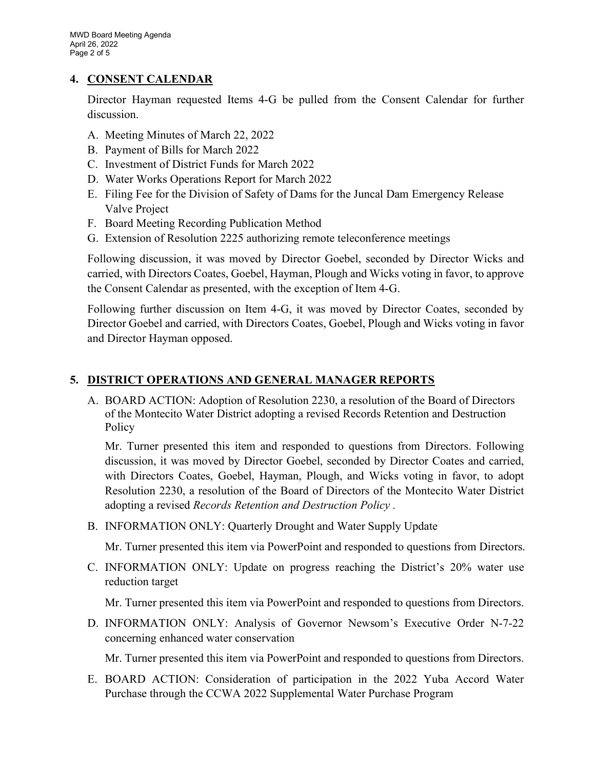## 4. CONSENT CALENDAR

Director Hayman requested Items 4-G be pulled from the Consent Calendar for further discussion.

A. Meeting Minutes of March 22, 2022
B. Payment of Bills for March 2022
C. Investment of District Funds for March 2022
D. Water Works Operations Report for March 2022
E. Filing Fee for the Division of Safety of Dams for the Juncal Dam Emergency Release Valve Project
F. Board Meeting Recording Publication Method
G. Extension of Resolution 2225 authorizing remote teleconference meetings

Following discussion, it was moved by Director Goebel, seconded by Director Wicks and carried, with Directors Coates, Goebel, Hayman, Plough and Wicks voting in favor, to approve the Consent Calendar as presented, with the exception of Item 4-G.

Following further discussion on Item 4-G, it was moved by Director Coates, seconded by Director Goebel and carried, with Directors Coates, Goebel, Plough and Wicks voting in favor and Director Hayman opposed.

## 5. DISTRICT OPERATIONS AND GENERAL MANAGER REPORTS

A. BOARD ACTION: Adoption of Resolution 2230, a resolution of the Board of Directors of the Montecito Water District adopting a revised Records Retention and Destruction Policy

Mr. Turner presented this item and responded to questions from Directors. Following discussion, it was moved by Director Goebel, seconded by Director Coates and carried, with Directors Coates, Goebel, Hayman, Plough, and Wicks voting in favor, to adopt Resolution 2230, a resolution of the Board of Directors of the Montecito Water District adopting a revised *Records Retention and Destruction Policy* .

B. INFORMATION ONLY: Quarterly Drought and Water Supply Update

Mr. Turner presented this item via PowerPoint and responded to questions from Directors.

C. INFORMATION ONLY: Update on progress reaching the District's 20% water use reduction target

Mr. Turner presented this item via PowerPoint and responded to questions from Directors.

D. INFORMATION ONLY: Analysis of Governor Newsom's Executive Order N-7-22 concerning enhanced water conservation

Mr. Turner presented this item via PowerPoint and responded to questions from Directors.

E. BOARD ACTION: Consideration of participation in the 2022 Yuba Accord Water Purchase through the CCWA 2022 Supplemental Water Purchase Program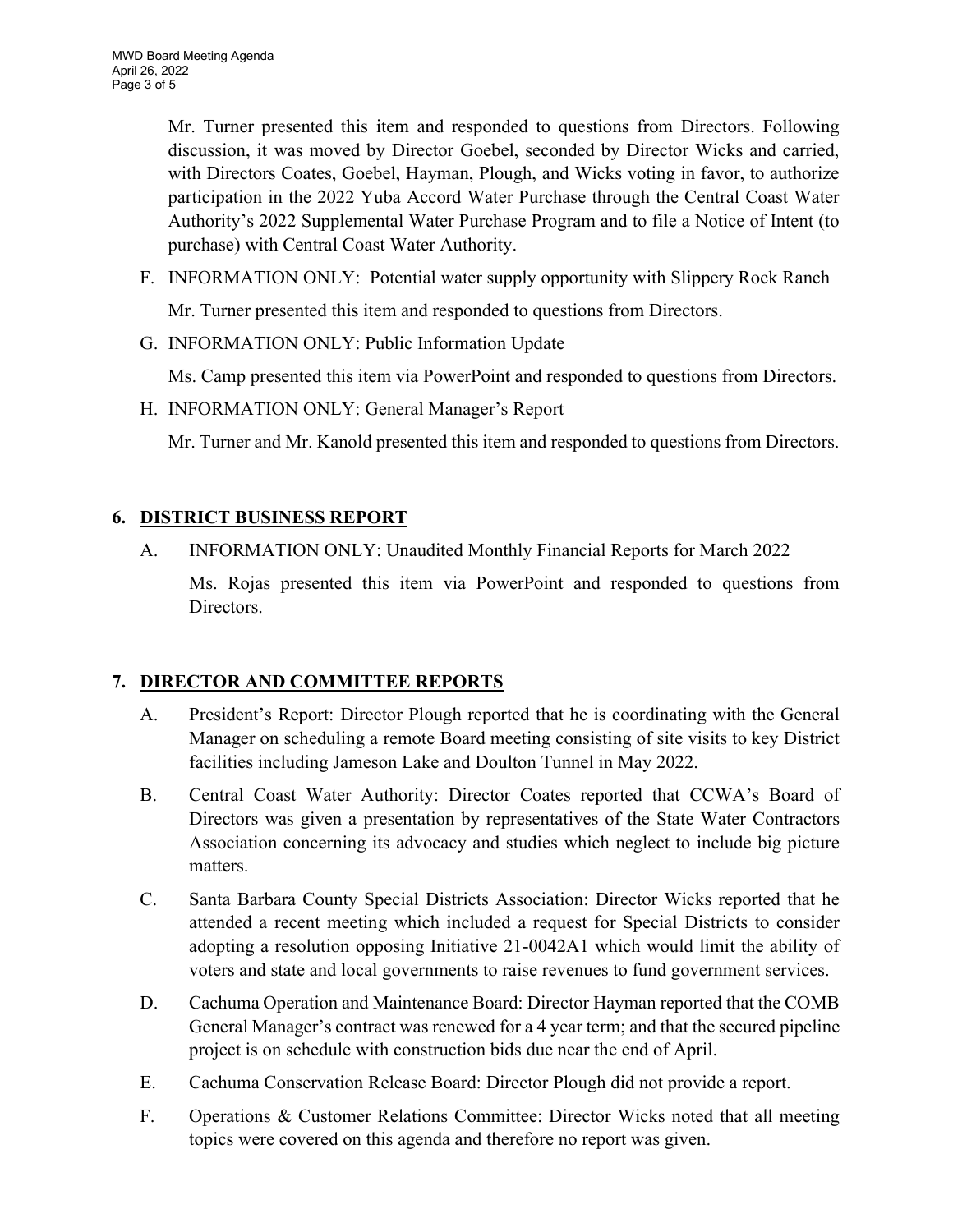Mr. Turner presented this item and responded to questions from Directors. Following discussion, it was moved by Director Goebel, seconded by Director Wicks and carried, with Directors Coates, Goebel, Hayman, Plough, and Wicks voting in favor, to authorize participation in the 2022 Yuba Accord Water Purchase through the Central Coast Water Authority's 2022 Supplemental Water Purchase Program and to file a Notice of Intent (to purchase) with Central Coast Water Authority.

F. INFORMATION ONLY: Potential water supply opportunity with Slippery Rock Ranch

   Mr. Turner presented this item and responded to questions from Directors.

G. INFORMATION ONLY: Public Information Update

   Ms. Camp presented this item via PowerPoint and responded to questions from Directors.

H. INFORMATION ONLY: General Manager's Report

   Mr. Turner and Mr. Kanold presented this item and responded to questions from Directors.

## 6. DISTRICT BUSINESS REPORT

A. INFORMATION ONLY: Unaudited Monthly Financial Reports for March 2022

   Ms. Rojas presented this item via PowerPoint and responded to questions from Directors.

## 7. DIRECTOR AND COMMITTEE REPORTS

A. President's Report: Director Plough reported that he is coordinating with the General Manager on scheduling a remote Board meeting consisting of site visits to key District facilities including Jameson Lake and Doulton Tunnel in May 2022.

B. Central Coast Water Authority: Director Coates reported that CCWA's Board of Directors was given a presentation by representatives of the State Water Contractors Association concerning its advocacy and studies which neglect to include big picture matters.

C. Santa Barbara County Special Districts Association: Director Wicks reported that he attended a recent meeting which included a request for Special Districts to consider adopting a resolution opposing Initiative 21-0042A1 which would limit the ability of voters and state and local governments to raise revenues to fund government services.

D. Cachuma Operation and Maintenance Board: Director Hayman reported that the COMB General Manager's contract was renewed for a 4 year term; and that the secured pipeline project is on schedule with construction bids due near the end of April.

E. Cachuma Conservation Release Board: Director Plough did not provide a report.

F. Operations & Customer Relations Committee: Director Wicks noted that all meeting topics were covered on this agenda and therefore no report was given.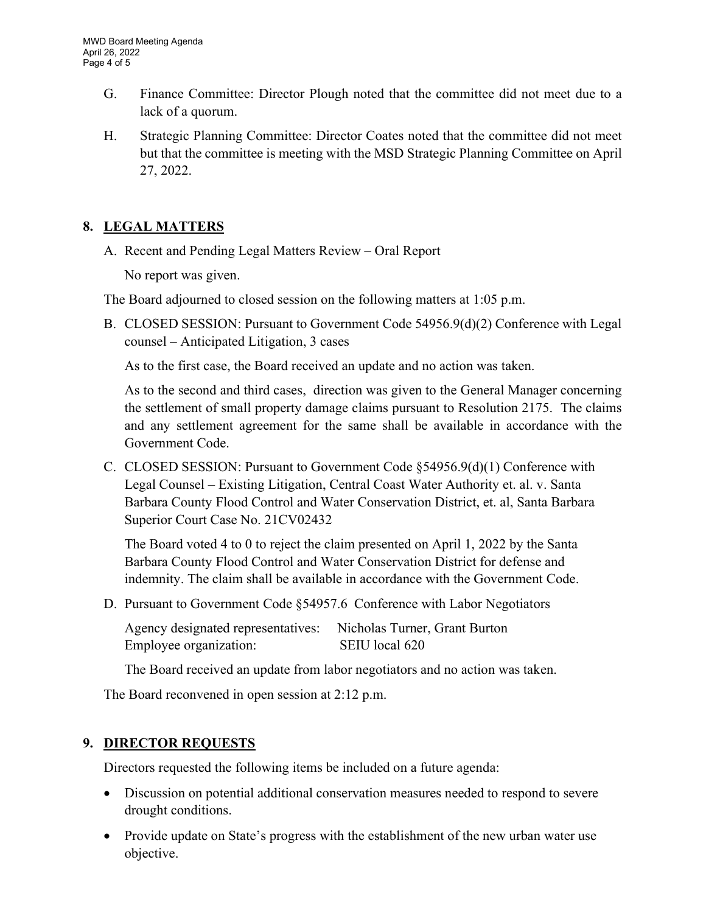G. Finance Committee: Director Plough noted that the committee did not meet due to a lack of a quorum.

H. Strategic Planning Committee: Director Coates noted that the committee did not meet but that the committee is meeting with the MSD Strategic Planning Committee on April 27, 2022.

## 8. LEGAL MATTERS

A. Recent and Pending Legal Matters Review – Oral Report

No report was given.

The Board adjourned to closed session on the following matters at 1:05 p.m.

B. CLOSED SESSION: Pursuant to Government Code 54956.9(d)(2) Conference with Legal counsel – Anticipated Litigation, 3 cases

As to the first case, the Board received an update and no action was taken.

As to the second and third cases, direction was given to the General Manager concerning the settlement of small property damage claims pursuant to Resolution 2175. The claims and any settlement agreement for the same shall be available in accordance with the Government Code.

C. CLOSED SESSION: Pursuant to Government Code §54956.9(d)(1) Conference with Legal Counsel – Existing Litigation, Central Coast Water Authority et. al. v. Santa Barbara County Flood Control and Water Conservation District, et. al, Santa Barbara Superior Court Case No. 21CV02432

The Board voted 4 to 0 to reject the claim presented on April 1, 2022 by the Santa Barbara County Flood Control and Water Conservation District for defense and indemnity. The claim shall be available in accordance with the Government Code.

D. Pursuant to Government Code §54957.6 Conference with Labor Negotiators

Agency designated representatives: Nicholas Turner, Grant Burton
Employee organization: SEIU local 620

The Board received an update from labor negotiators and no action was taken.

The Board reconvened in open session at 2:12 p.m.

## 9. DIRECTOR REQUESTS

Directors requested the following items be included on a future agenda:

- Discussion on potential additional conservation measures needed to respond to severe drought conditions.
- Provide update on State's progress with the establishment of the new urban water use objective.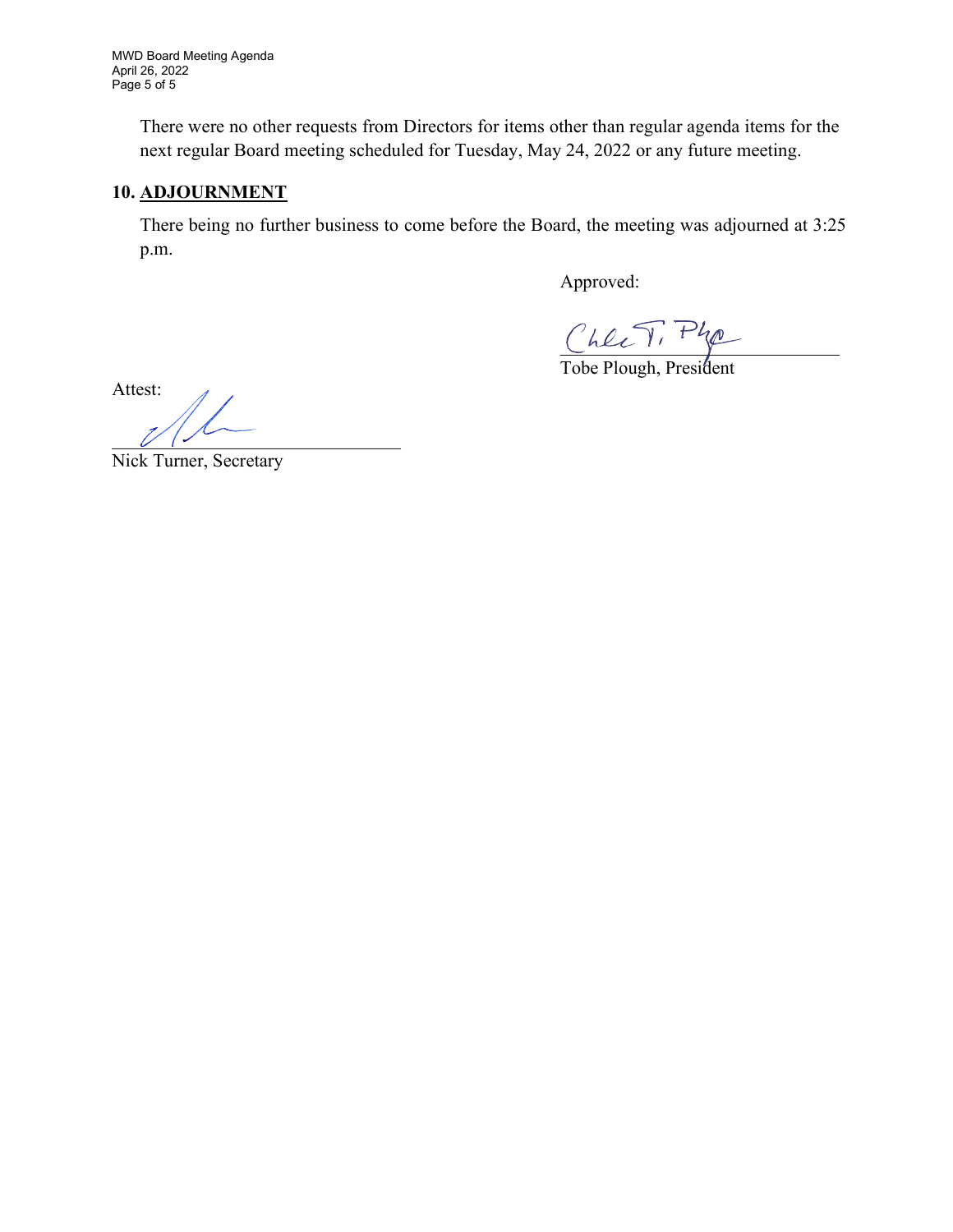There were no other requests from Directors for items other than regular agenda items for the next regular Board meeting scheduled for Tuesday, May 24, 2022 or any future meeting.

## 10. ADJOURNMENT

There being no further business to come before the Board, the meeting was adjourned at 3:25 p.m.

Approved:

\_\_\_\_\_\_\_\_\_\_\_\_\_\_\_\_\_\_\_\_\_\_\_\_\_\_\_\_\_\_
Tobe Plough, President

Attest:

\_\_\_\_\_\_\_\_\_\_\_\_\_\_\_\_\_\_\_\_\_\_\_\_\_\_\_\_\_\_
Nick Turner, Secretary